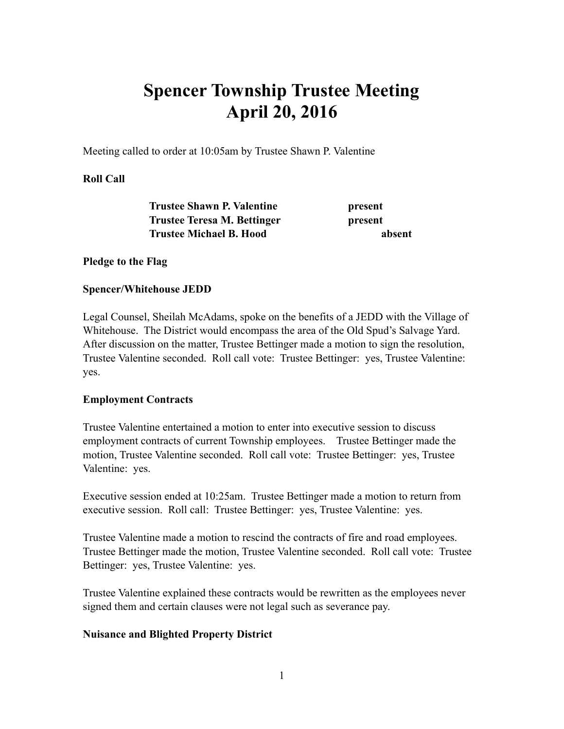# Spencer Township Trustee Meeting
# April 20, 2016

Meeting called to order at 10:05am by Trustee Shawn P. Valentine

**Roll Call**

| | |
|---|---|
| **Trustee Shawn P. Valentine** | **present** |
| **Trustee Teresa M. Bettinger** | **present** |
| **Trustee Michael B. Hood** | **absent** |

**Pledge to the Flag**

**Spencer/Whitehouse JEDD**

Legal Counsel, Sheilah McAdams, spoke on the benefits of a JEDD with the Village of Whitehouse. The District would encompass the area of the Old Spud's Salvage Yard. After discussion on the matter, Trustee Bettinger made a motion to sign the resolution, Trustee Valentine seconded. Roll call vote: Trustee Bettinger: yes, Trustee Valentine: yes.

**Employment Contracts**

Trustee Valentine entertained a motion to enter into executive session to discuss employment contracts of current Township employees. Trustee Bettinger made the motion, Trustee Valentine seconded. Roll call vote: Trustee Bettinger: yes, Trustee Valentine: yes.

Executive session ended at 10:25am. Trustee Bettinger made a motion to return from executive session. Roll call: Trustee Bettinger: yes, Trustee Valentine: yes.

Trustee Valentine made a motion to rescind the contracts of fire and road employees. Trustee Bettinger made the motion, Trustee Valentine seconded. Roll call vote: Trustee Bettinger: yes, Trustee Valentine: yes.

Trustee Valentine explained these contracts would be rewritten as the employees never signed them and certain clauses were not legal such as severance pay.

**Nuisance and Blighted Property District**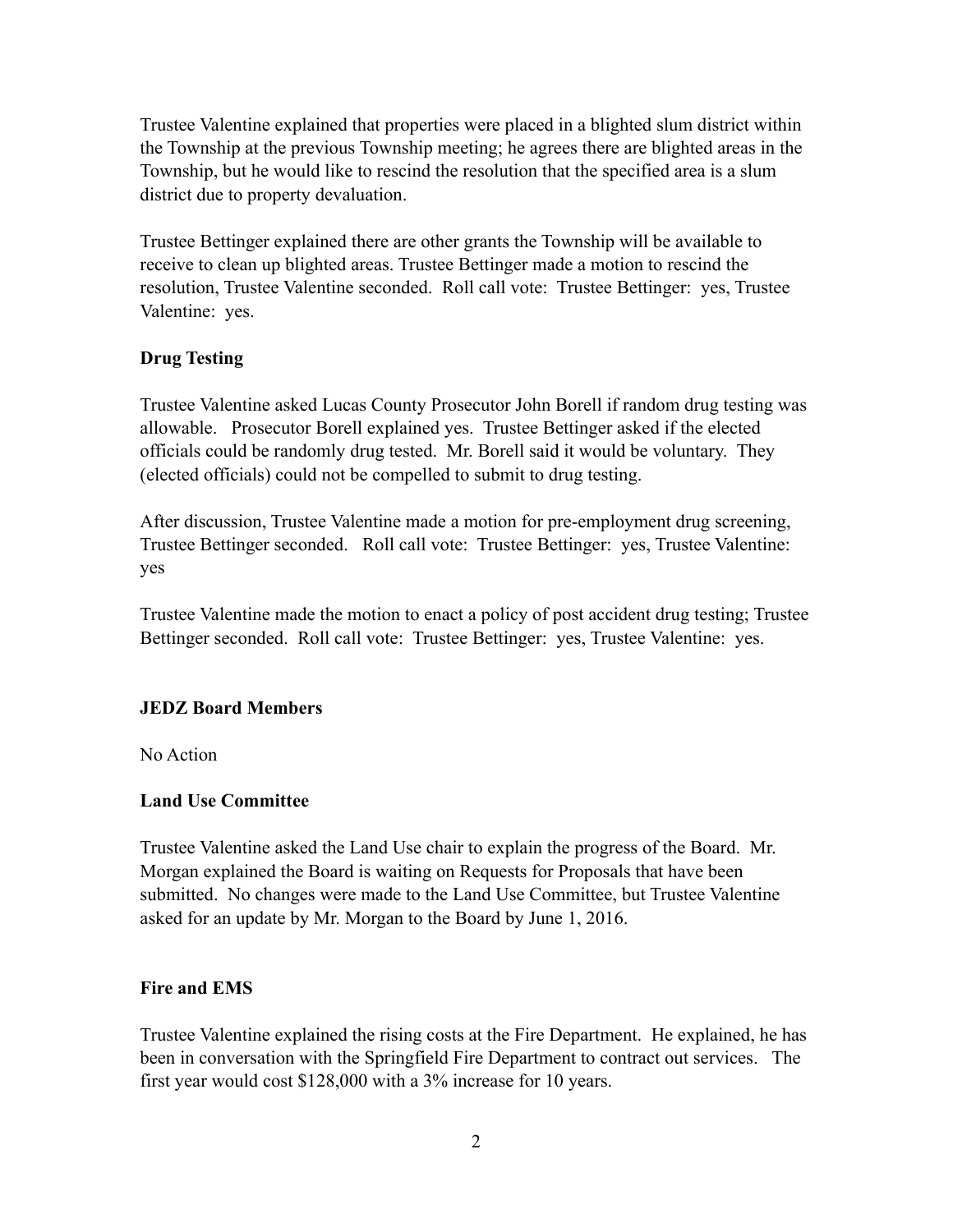Trustee Valentine explained that properties were placed in a blighted slum district within the Township at the previous Township meeting; he agrees there are blighted areas in the Township, but he would like to rescind the resolution that the specified area is a slum district due to property devaluation.

Trustee Bettinger explained there are other grants the Township will be available to receive to clean up blighted areas. Trustee Bettinger made a motion to rescind the resolution, Trustee Valentine seconded. Roll call vote: Trustee Bettinger: yes, Trustee Valentine: yes.

**Drug Testing**

Trustee Valentine asked Lucas County Prosecutor John Borell if random drug testing was allowable. Prosecutor Borell explained yes. Trustee Bettinger asked if the elected officials could be randomly drug tested. Mr. Borell said it would be voluntary. They (elected officials) could not be compelled to submit to drug testing.

After discussion, Trustee Valentine made a motion for pre-employment drug screening, Trustee Bettinger seconded. Roll call vote: Trustee Bettinger: yes, Trustee Valentine: yes

Trustee Valentine made the motion to enact a policy of post accident drug testing; Trustee Bettinger seconded. Roll call vote: Trustee Bettinger: yes, Trustee Valentine: yes.

**JEDZ Board Members**

No Action

**Land Use Committee**

Trustee Valentine asked the Land Use chair to explain the progress of the Board. Mr. Morgan explained the Board is waiting on Requests for Proposals that have been submitted. No changes were made to the Land Use Committee, but Trustee Valentine asked for an update by Mr. Morgan to the Board by June 1, 2016.

**Fire and EMS**

Trustee Valentine explained the rising costs at the Fire Department. He explained, he has been in conversation with the Springfield Fire Department to contract out services. The first year would cost $128,000 with a 3% increase for 10 years.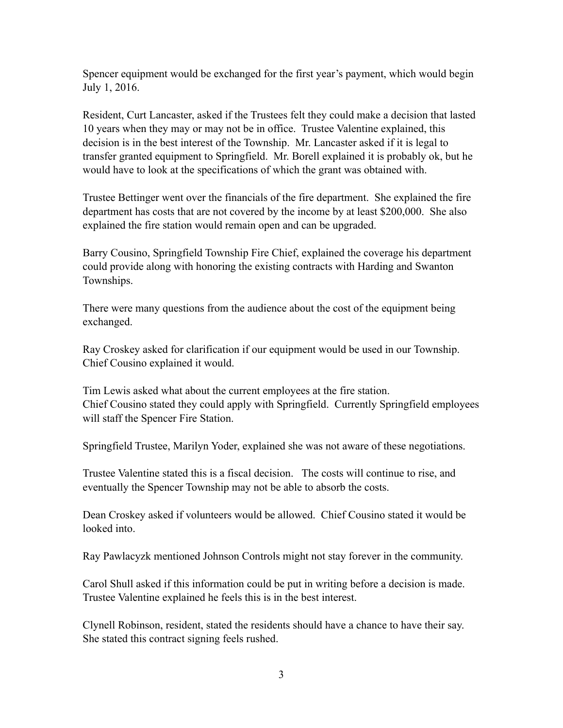Spencer equipment would be exchanged for the first year's payment, which would begin July 1, 2016.

Resident, Curt Lancaster, asked if the Trustees felt they could make a decision that lasted 10 years when they may or may not be in office. Trustee Valentine explained, this decision is in the best interest of the Township. Mr. Lancaster asked if it is legal to transfer granted equipment to Springfield. Mr. Borell explained it is probably ok, but he would have to look at the specifications of which the grant was obtained with.

Trustee Bettinger went over the financials of the fire department. She explained the fire department has costs that are not covered by the income by at least $200,000. She also explained the fire station would remain open and can be upgraded.

Barry Cousino, Springfield Township Fire Chief, explained the coverage his department could provide along with honoring the existing contracts with Harding and Swanton Townships.

There were many questions from the audience about the cost of the equipment being exchanged.

Ray Croskey asked for clarification if our equipment would be used in our Township. Chief Cousino explained it would.

Tim Lewis asked what about the current employees at the fire station.
Chief Cousino stated they could apply with Springfield. Currently Springfield employees will staff the Spencer Fire Station.

Springfield Trustee, Marilyn Yoder, explained she was not aware of these negotiations.

Trustee Valentine stated this is a fiscal decision. The costs will continue to rise, and eventually the Spencer Township may not be able to absorb the costs.

Dean Croskey asked if volunteers would be allowed. Chief Cousino stated it would be looked into.

Ray Pawlacyzk mentioned Johnson Controls might not stay forever in the community.

Carol Shull asked if this information could be put in writing before a decision is made. Trustee Valentine explained he feels this is in the best interest.

Clynell Robinson, resident, stated the residents should have a chance to have their say. She stated this contract signing feels rushed.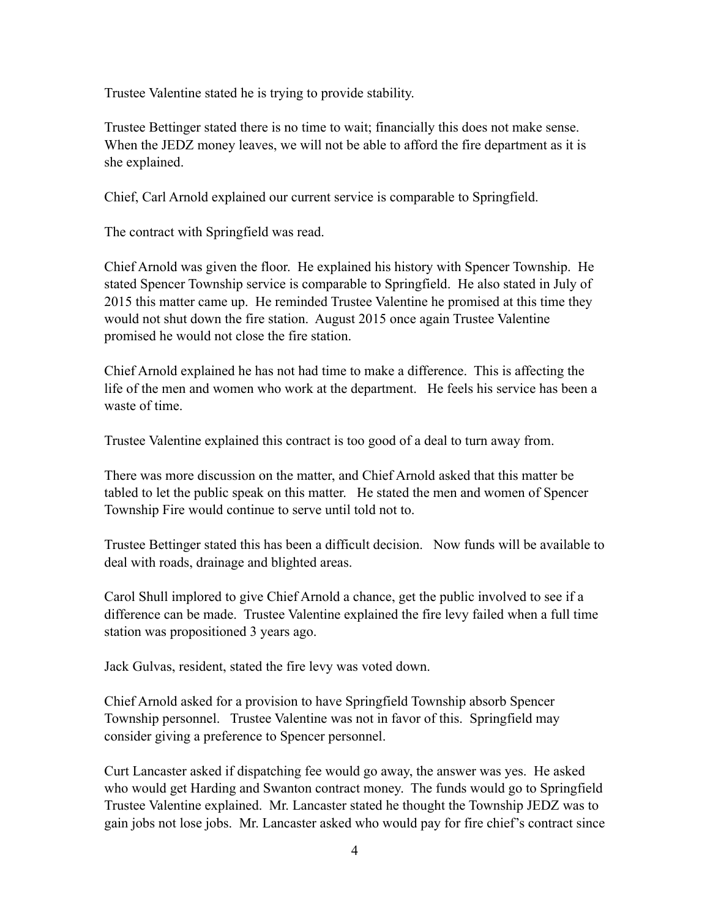Trustee Valentine stated he is trying to provide stability.

Trustee Bettinger stated there is no time to wait; financially this does not make sense. When the JEDZ money leaves, we will not be able to afford the fire department as it is she explained.

Chief, Carl Arnold explained our current service is comparable to Springfield.

The contract with Springfield was read.

Chief Arnold was given the floor. He explained his history with Spencer Township. He stated Spencer Township service is comparable to Springfield. He also stated in July of 2015 this matter came up. He reminded Trustee Valentine he promised at this time they would not shut down the fire station. August 2015 once again Trustee Valentine promised he would not close the fire station.

Chief Arnold explained he has not had time to make a difference. This is affecting the life of the men and women who work at the department. He feels his service has been a waste of time.

Trustee Valentine explained this contract is too good of a deal to turn away from.

There was more discussion on the matter, and Chief Arnold asked that this matter be tabled to let the public speak on this matter. He stated the men and women of Spencer Township Fire would continue to serve until told not to.

Trustee Bettinger stated this has been a difficult decision. Now funds will be available to deal with roads, drainage and blighted areas.

Carol Shull implored to give Chief Arnold a chance, get the public involved to see if a difference can be made. Trustee Valentine explained the fire levy failed when a full time station was propositioned 3 years ago.

Jack Gulvas, resident, stated the fire levy was voted down.

Chief Arnold asked for a provision to have Springfield Township absorb Spencer Township personnel. Trustee Valentine was not in favor of this. Springfield may consider giving a preference to Spencer personnel.

Curt Lancaster asked if dispatching fee would go away, the answer was yes. He asked who would get Harding and Swanton contract money. The funds would go to Springfield Trustee Valentine explained. Mr. Lancaster stated he thought the Township JEDZ was to gain jobs not lose jobs. Mr. Lancaster asked who would pay for fire chief's contract since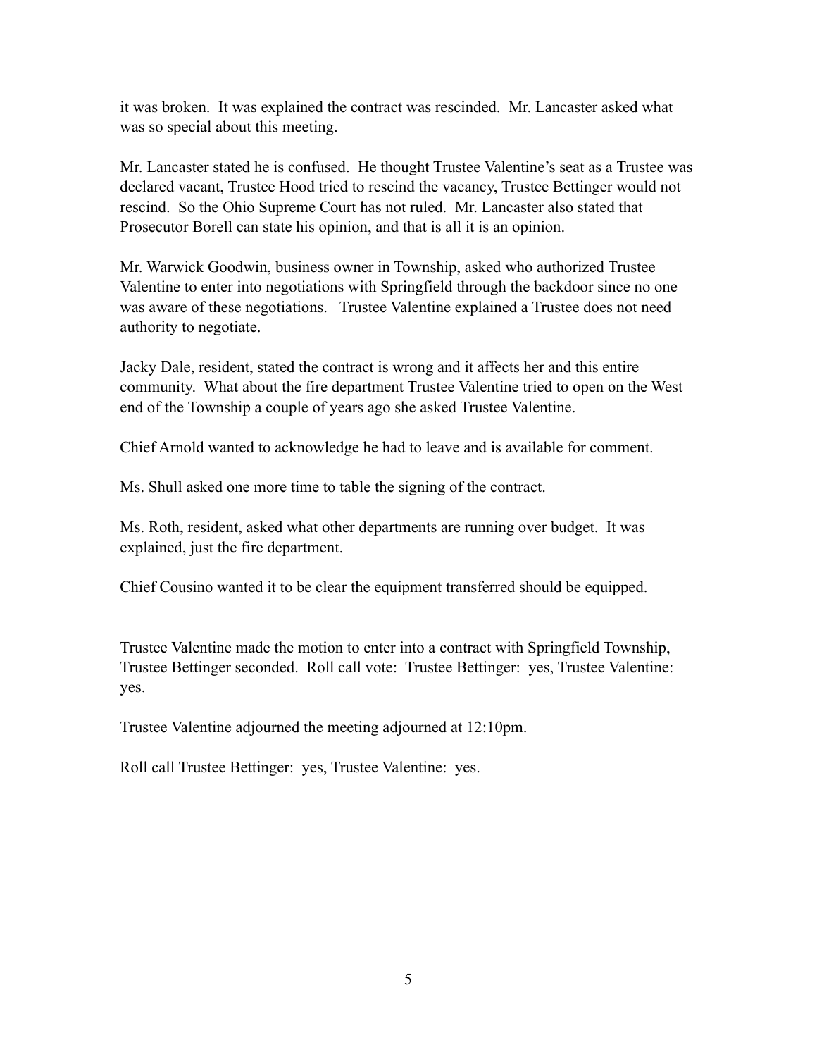it was broken. It was explained the contract was rescinded. Mr. Lancaster asked what was so special about this meeting.

Mr. Lancaster stated he is confused. He thought Trustee Valentine's seat as a Trustee was declared vacant, Trustee Hood tried to rescind the vacancy, Trustee Bettinger would not rescind. So the Ohio Supreme Court has not ruled. Mr. Lancaster also stated that Prosecutor Borell can state his opinion, and that is all it is an opinion.

Mr. Warwick Goodwin, business owner in Township, asked who authorized Trustee Valentine to enter into negotiations with Springfield through the backdoor since no one was aware of these negotiations. Trustee Valentine explained a Trustee does not need authority to negotiate.

Jacky Dale, resident, stated the contract is wrong and it affects her and this entire community. What about the fire department Trustee Valentine tried to open on the West end of the Township a couple of years ago she asked Trustee Valentine.

Chief Arnold wanted to acknowledge he had to leave and is available for comment.

Ms. Shull asked one more time to table the signing of the contract.

Ms. Roth, resident, asked what other departments are running over budget. It was explained, just the fire department.

Chief Cousino wanted it to be clear the equipment transferred should be equipped.

Trustee Valentine made the motion to enter into a contract with Springfield Township, Trustee Bettinger seconded. Roll call vote: Trustee Bettinger: yes, Trustee Valentine: yes.

Trustee Valentine adjourned the meeting adjourned at 12:10pm.

Roll call Trustee Bettinger: yes, Trustee Valentine: yes.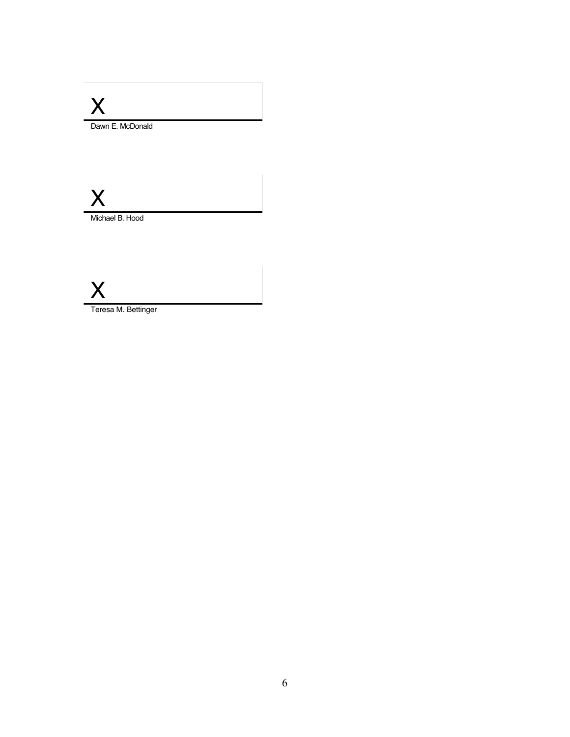X

Dawn E. McDonald

X

Michael B. Hood

X

Teresa M. Bettinger